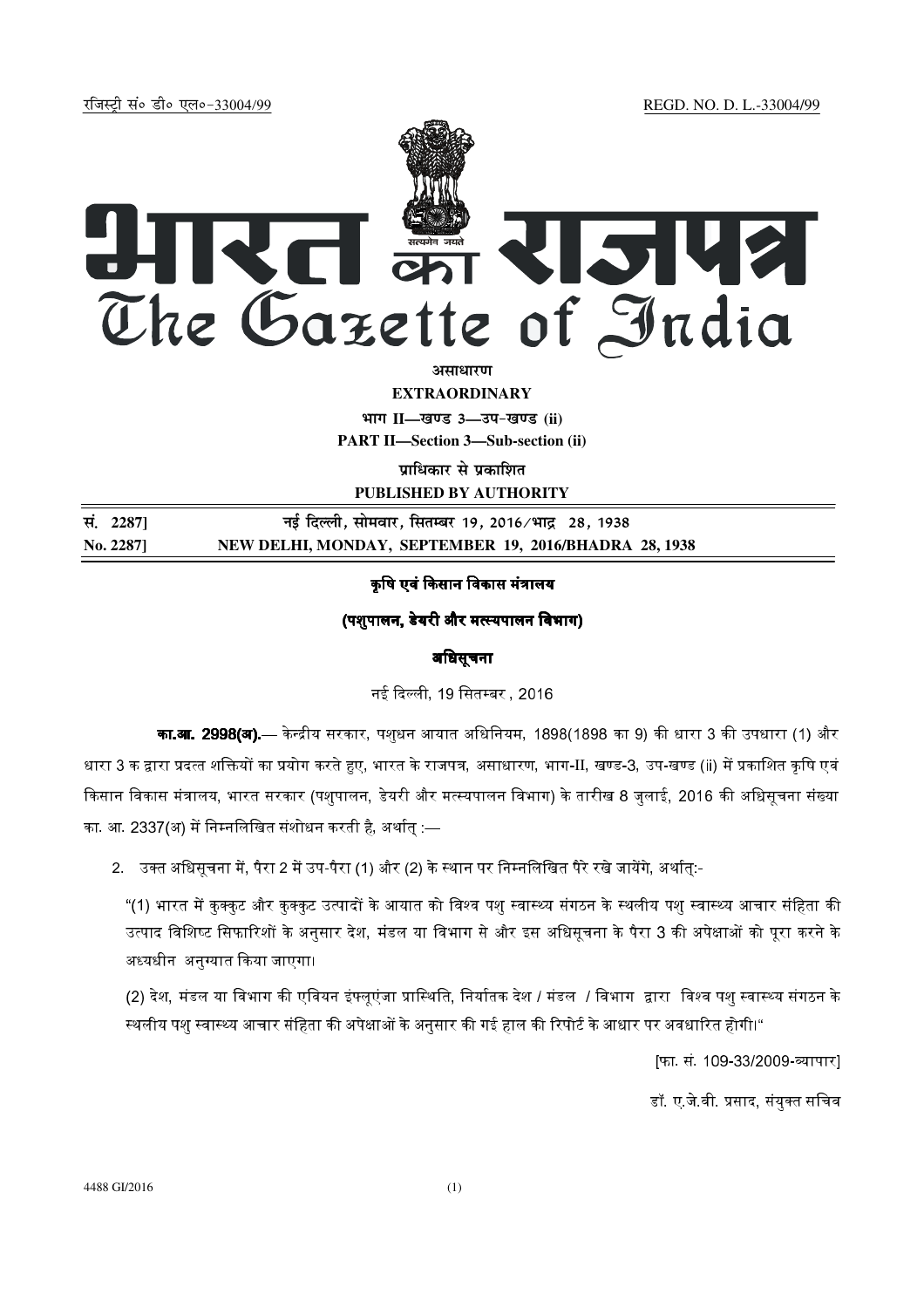रजिस्ट्री सं० डी० एल०-33004/99 REGD. NO. D. L.-33004/99

# भारत का राजपत्र
# The Gazette of India

**असाधारण**

**EXTRAORDINARY**

**भाग II—खण्ड 3—उप-खण्ड (ii)**

**PART II—Section 3—Sub-section (ii)**

**प्राधिकार से प्रकाशित**

**PUBLISHED BY AUTHORITY**

| | |
|---|---|
| सं. 2287] | नई दिल्ली, सोमवार, सितम्बर 19, 2016/भाद्र 28, 1938 |
| **No. 2287]** | **NEW DELHI, MONDAY, SEPTEMBER 19, 2016/BHADRA 28, 1938** |

**कृषि एवं किसान विकास मंत्रालय**

**(पशुपालन, डेयरी और मत्स्यपालन विभाग)**

**अधिसूचना**

नई दिल्ली, 19 सितम्बर, 2016

**का.आ. 2998(अ).**— केन्द्रीय सरकार, पशुधन आयात अधिनियम, 1898(1898 का 9) की धारा 3 की उपधारा (1) और धारा 3 क द्वारा प्रदत्त शक्तियों का प्रयोग करते हुए, भारत के राजपत्र, असाधारण, भाग-II, खण्ड-3, उप-खण्ड (ii) में प्रकाशित कृषि एवं किसान विकास मंत्रालय, भारत सरकार (पशुपालन, डेयरी और मत्स्यपालन विभाग) के तारीख 8 जुलाई, 2016 की अधिसूचना संख्या का. आ. 2337(अ) में निम्नलिखित संशोधन करती है, अर्थात् :—

2. उक्त अधिसूचना में, पैरा 2 में उप-पैरा (1) और (2) के स्थान पर निम्नलिखित पैरे रखे जायेंगे, अर्थात्:-

"(1) भारत में कुक्कुट और कुक्कुट उत्पादों के आयात को विश्व पशु स्वास्थ्य संगठन के स्थलीय पशु स्वास्थ्य आचार संहिता की उत्पाद विशिष्ट सिफारिशों के अनुसार देश, मंडल या विभाग से और इस अधिसूचना के पैरा 3 की अपेक्षाओं को पूरा करने के अध्यधीन अनुग्यात किया जाएगा।

(2) देश, मंडल या विभाग की एवियन इंफ्लूएंज़ा प्रास्थिति, निर्यातक देश / मंडल / विभाग द्वारा विश्व पशु स्वास्थ्य संगठन के स्थलीय पशु स्वास्थ्य आचार संहिता की अपेक्षाओं के अनुसार की गई हाल की रिपोर्ट के आधार पर अवधारित होगी।"

[फा. सं. 109-33/2009-व्यापार]

डॉ. ए.जे.वी. प्रसाद, संयुक्त सचिव

4488 GI/2016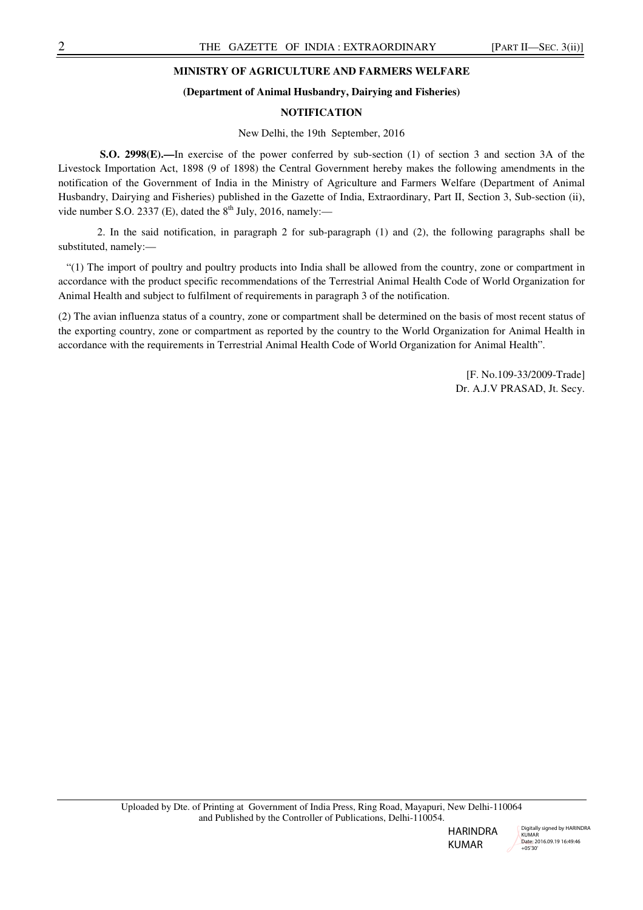**MINISTRY OF AGRICULTURE AND FARMERS WELFARE**

**(Department of Animal Husbandry, Dairying and Fisheries)**

**NOTIFICATION**

New Delhi, the 19th September, 2016

**S.O. 2998(E).—**In exercise of the power conferred by sub-section (1) of section 3 and section 3A of the Livestock Importation Act, 1898 (9 of 1898) the Central Government hereby makes the following amendments in the notification of the Government of India in the Ministry of Agriculture and Farmers Welfare (Department of Animal Husbandry, Dairying and Fisheries) published in the Gazette of India, Extraordinary, Part II, Section 3, Sub-section (ii), vide number S.O. 2337 (E), dated the 8th July, 2016, namely:—

2. In the said notification, in paragraph 2 for sub-paragraph (1) and (2), the following paragraphs shall be substituted, namely:—

"(1) The import of poultry and poultry products into India shall be allowed from the country, zone or compartment in accordance with the product specific recommendations of the Terrestrial Animal Health Code of World Organization for Animal Health and subject to fulfilment of requirements in paragraph 3 of the notification.

(2) The avian influenza status of a country, zone or compartment shall be determined on the basis of most recent status of the exporting country, zone or compartment as reported by the country to the World Organization for Animal Health in accordance with the requirements in Terrestrial Animal Health Code of World Organization for Animal Health".

[F. No.109-33/2009-Trade]
Dr. A.J.V PRASAD, Jt. Secy.

Uploaded by Dte. of Printing at Government of India Press, Ring Road, Mayapuri, New Delhi-110064 and Published by the Controller of Publications, Delhi-110054.

HARINDRA KUMAR

Digitally signed by HARINDRA KUMAR
Date: 2016.09.19 16:49:46 +05'30'